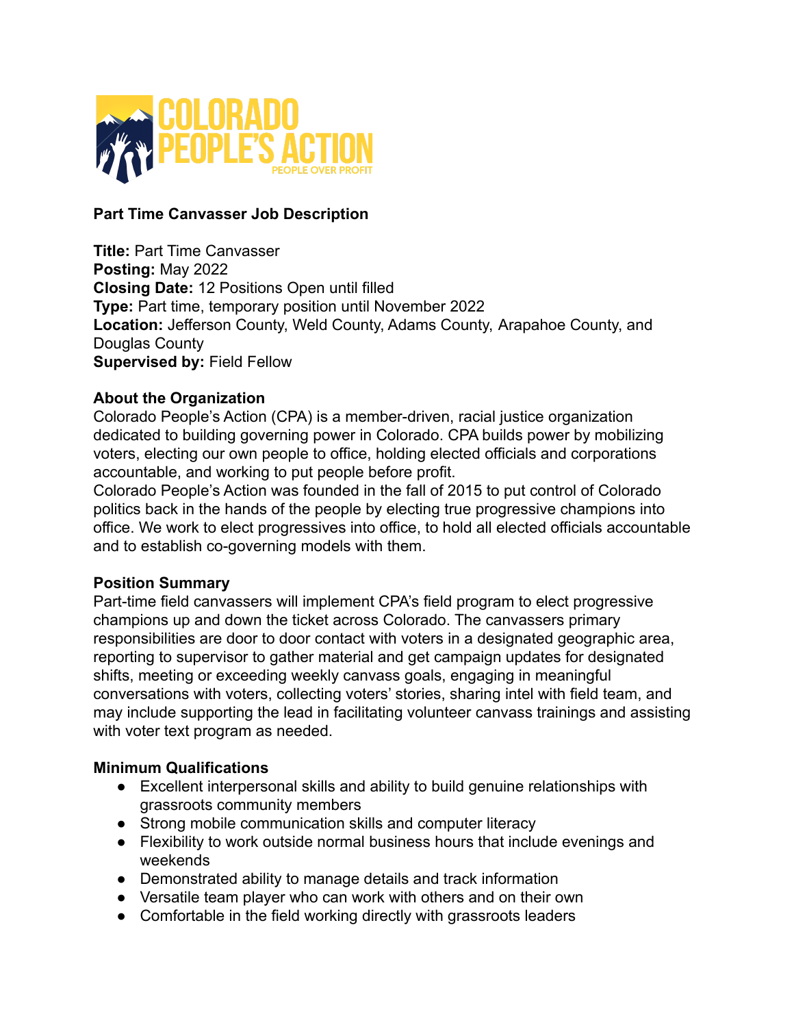COLORADO PEOPLE'S ACTION
PEOPLE OVER PROFIT

**Part Time Canvasser Job Description**

**Title:** Part Time Canvasser
**Posting:** May 2022
**Closing Date:** 12 Positions Open until filled
**Type:** Part time, temporary position until November 2022
**Location:** Jefferson County, Weld County, Adams County, Arapahoe County, and Douglas County
**Supervised by:** Field Fellow

**About the Organization**

Colorado People's Action (CPA) is a member-driven, racial justice organization dedicated to building governing power in Colorado. CPA builds power by mobilizing voters, electing our own people to office, holding elected officials and corporations accountable, and working to put people before profit.
Colorado People's Action was founded in the fall of 2015 to put control of Colorado politics back in the hands of the people by electing true progressive champions into office. We work to elect progressives into office, to hold all elected officials accountable and to establish co-governing models with them.

**Position Summary**

Part-time field canvassers will implement CPA's field program to elect progressive champions up and down the ticket across Colorado. The canvassers primary responsibilities are door to door contact with voters in a designated geographic area, reporting to supervisor to gather material and get campaign updates for designated shifts, meeting or exceeding weekly canvass goals, engaging in meaningful conversations with voters, collecting voters' stories, sharing intel with field team, and may include supporting the lead in facilitating volunteer canvass trainings and assisting with voter text program as needed.

**Minimum Qualifications**

- Excellent interpersonal skills and ability to build genuine relationships with grassroots community members
- Strong mobile communication skills and computer literacy
- Flexibility to work outside normal business hours that include evenings and weekends
- Demonstrated ability to manage details and track information
- Versatile team player who can work with others and on their own
- Comfortable in the field working directly with grassroots leaders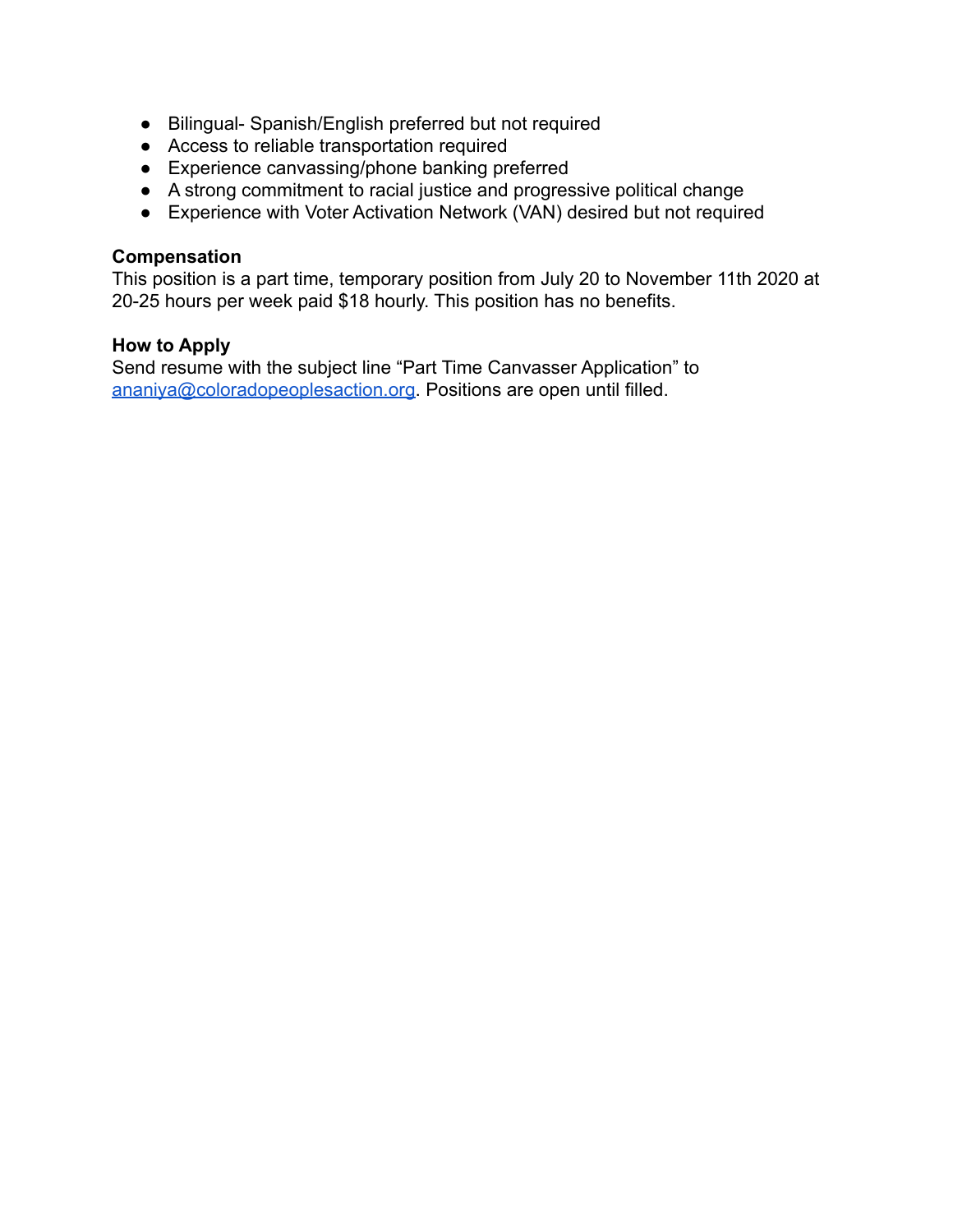- Bilingual- Spanish/English preferred but not required
- Access to reliable transportation required
- Experience canvassing/phone banking preferred
- A strong commitment to racial justice and progressive political change
- Experience with Voter Activation Network (VAN) desired but not required

**Compensation**
This position is a part time, temporary position from July 20 to November 11th 2020 at 20-25 hours per week paid $18 hourly. This position has no benefits.

**How to Apply**
Send resume with the subject line "Part Time Canvasser Application" to [ananiya@coloradopeoplesaction.org](mailto:ananiya@coloradopeoplesaction.org). Positions are open until filled.